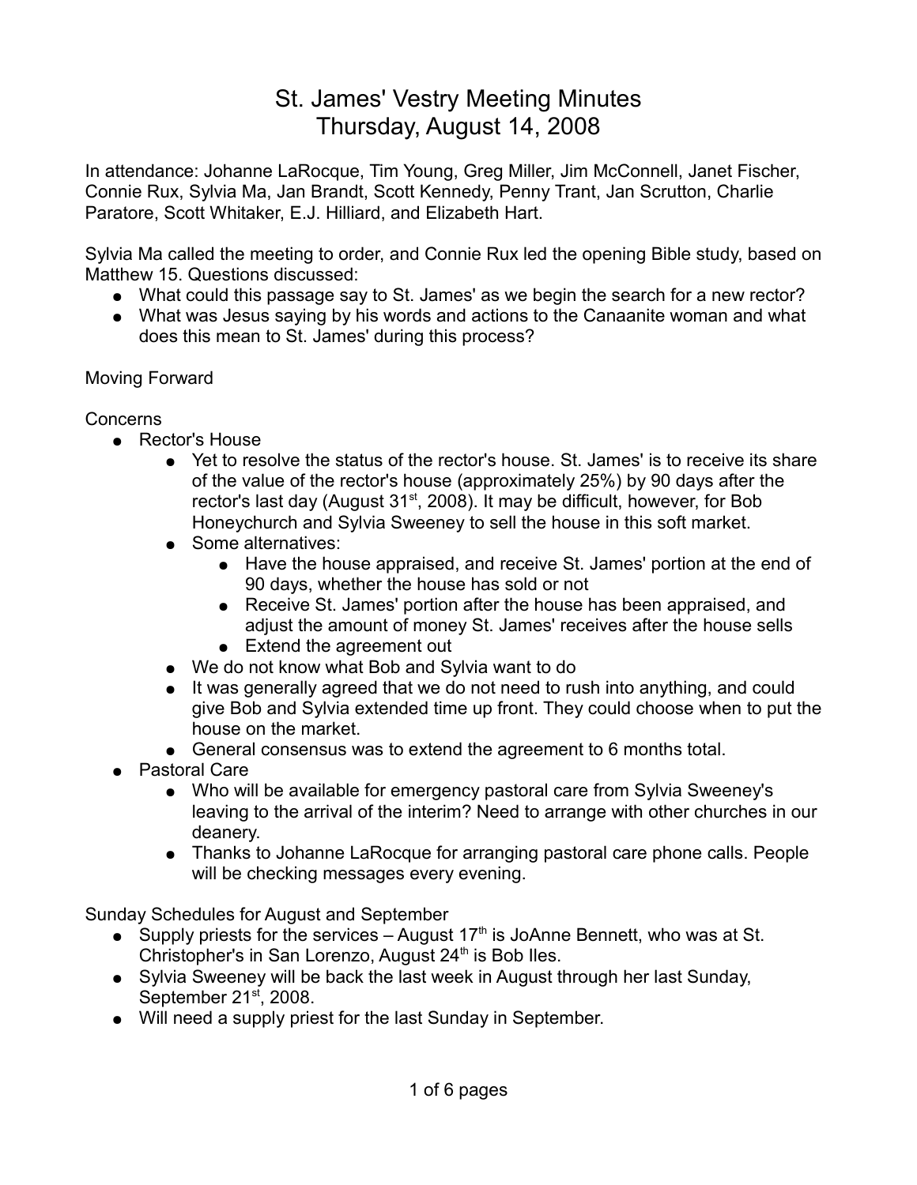# St. James' Vestry Meeting Minutes
## Thursday, August 14, 2008

In attendance: Johanne LaRocque, Tim Young, Greg Miller, Jim McConnell, Janet Fischer, Connie Rux, Sylvia Ma, Jan Brandt, Scott Kennedy, Penny Trant, Jan Scrutton, Charlie Paratore, Scott Whitaker, E.J. Hilliard, and Elizabeth Hart.

Sylvia Ma called the meeting to order, and Connie Rux led the opening Bible study, based on Matthew 15. Questions discussed:

- What could this passage say to St. James' as we begin the search for a new rector?
- What was Jesus saying by his words and actions to the Canaanite woman and what does this mean to St. James' during this process?

Moving Forward

Concerns

- Rector's House
  - Yet to resolve the status of the rector's house. St. James' is to receive its share of the value of the rector's house (approximately 25%) by 90 days after the rector's last day (August 31st, 2008). It may be difficult, however, for Bob Honeychurch and Sylvia Sweeney to sell the house in this soft market.
  - Some alternatives:
    - Have the house appraised, and receive St. James' portion at the end of 90 days, whether the house has sold or not
    - Receive St. James' portion after the house has been appraised, and adjust the amount of money St. James' receives after the house sells
    - Extend the agreement out
  - We do not know what Bob and Sylvia want to do
  - It was generally agreed that we do not need to rush into anything, and could give Bob and Sylvia extended time up front. They could choose when to put the house on the market.
  - General consensus was to extend the agreement to 6 months total.
- Pastoral Care
  - Who will be available for emergency pastoral care from Sylvia Sweeney's leaving to the arrival of the interim? Need to arrange with other churches in our deanery.
  - Thanks to Johanne LaRocque for arranging pastoral care phone calls. People will be checking messages every evening.

Sunday Schedules for August and September

- Supply priests for the services – August 17th is JoAnne Bennett, who was at St. Christopher's in San Lorenzo, August 24th is Bob Iles.
- Sylvia Sweeney will be back the last week in August through her last Sunday, September 21st, 2008.
- Will need a supply priest for the last Sunday in September.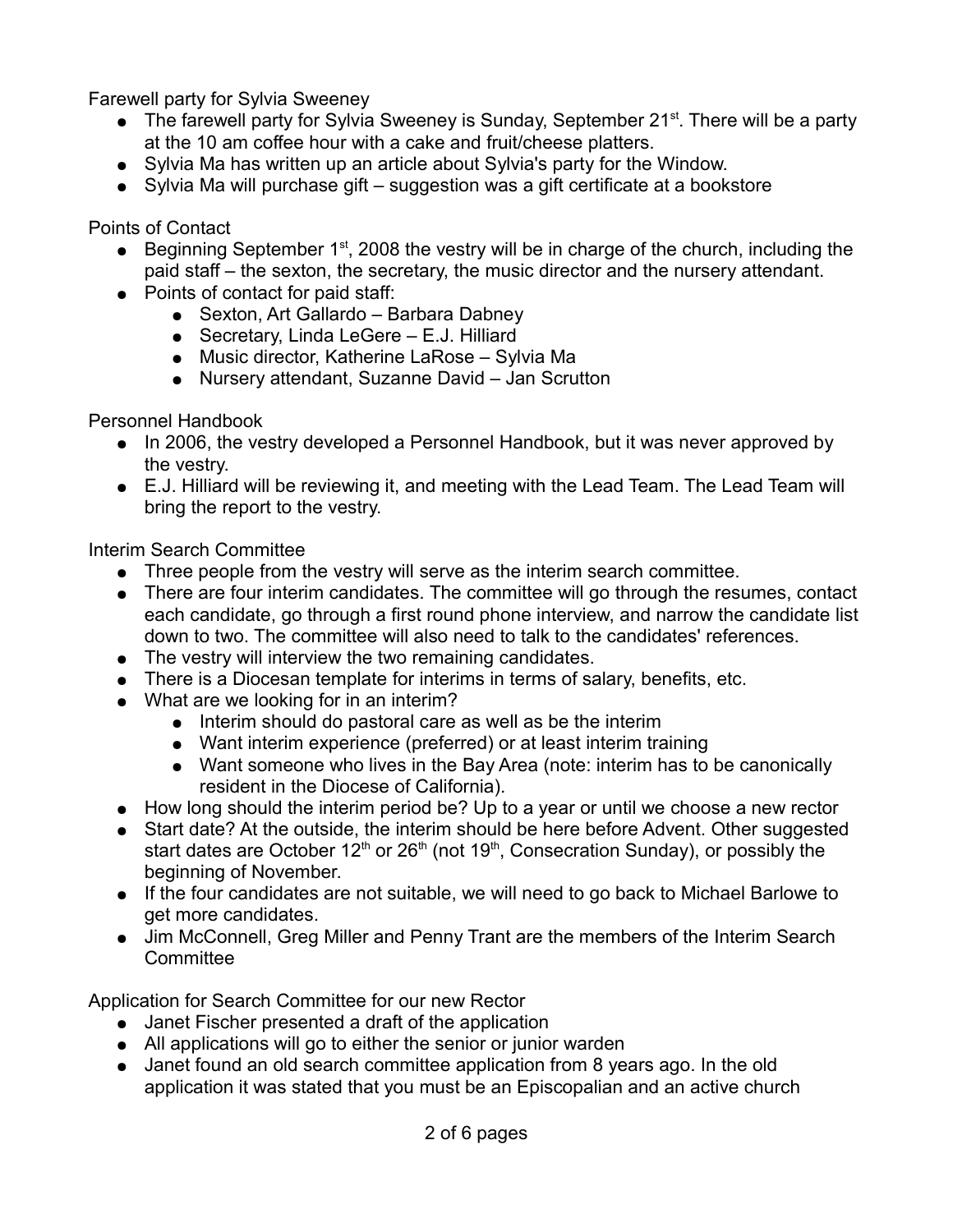Farewell party for Sylvia Sweeney

- The farewell party for Sylvia Sweeney is Sunday, September 21st. There will be a party at the 10 am coffee hour with a cake and fruit/cheese platters.
- Sylvia Ma has written up an article about Sylvia's party for the Window.
- Sylvia Ma will purchase gift – suggestion was a gift certificate at a bookstore

Points of Contact

- Beginning September 1st, 2008 the vestry will be in charge of the church, including the paid staff – the sexton, the secretary, the music director and the nursery attendant.
- Points of contact for paid staff:
    - Sexton, Art Gallardo – Barbara Dabney
    - Secretary, Linda LeGere – E.J. Hilliard
    - Music director, Katherine LaRose – Sylvia Ma
    - Nursery attendant, Suzanne David – Jan Scrutton

Personnel Handbook

- In 2006, the vestry developed a Personnel Handbook, but it was never approved by the vestry.
- E.J. Hilliard will be reviewing it, and meeting with the Lead Team. The Lead Team will bring the report to the vestry.

Interim Search Committee

- Three people from the vestry will serve as the interim search committee.
- There are four interim candidates. The committee will go through the resumes, contact each candidate, go through a first round phone interview, and narrow the candidate list down to two. The committee will also need to talk to the candidates' references.
- The vestry will interview the two remaining candidates.
- There is a Diocesan template for interims in terms of salary, benefits, etc.
- What are we looking for in an interim?
    - Interim should do pastoral care as well as be the interim
    - Want interim experience (preferred) or at least interim training
    - Want someone who lives in the Bay Area (note: interim has to be canonically resident in the Diocese of California).
- How long should the interim period be? Up to a year or until we choose a new rector
- Start date? At the outside, the interim should be here before Advent. Other suggested start dates are October 12th or 26th (not 19th, Consecration Sunday), or possibly the beginning of November.
- If the four candidates are not suitable, we will need to go back to Michael Barlowe to get more candidates.
- Jim McConnell, Greg Miller and Penny Trant are the members of the Interim Search Committee

Application for Search Committee for our new Rector

- Janet Fischer presented a draft of the application
- All applications will go to either the senior or junior warden
- Janet found an old search committee application from 8 years ago. In the old application it was stated that you must be an Episcopalian and an active church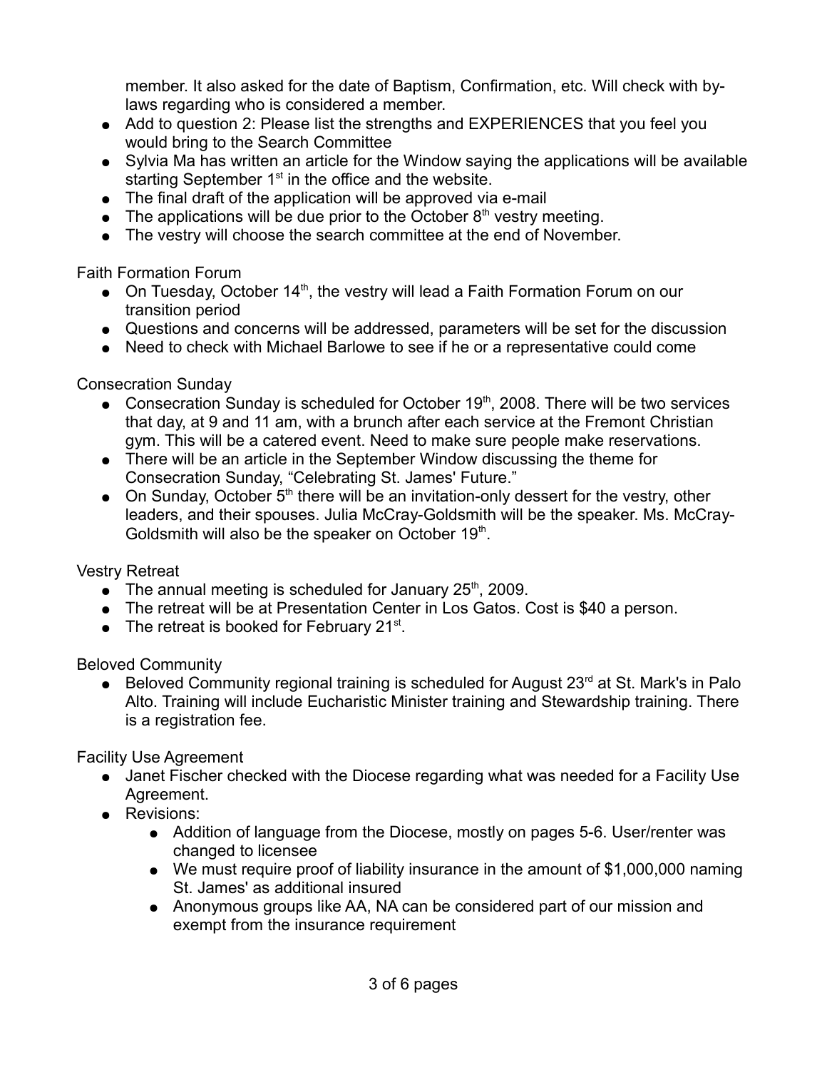member. It also asked for the date of Baptism, Confirmation, etc. Will check with by-laws regarding who is considered a member.

- Add to question 2: Please list the strengths and EXPERIENCES that you feel you would bring to the Search Committee
- Sylvia Ma has written an article for the Window saying the applications will be available starting September 1st in the office and the website.
- The final draft of the application will be approved via e-mail
- The applications will be due prior to the October 8th vestry meeting.
- The vestry will choose the search committee at the end of November.

Faith Formation Forum

- On Tuesday, October 14th, the vestry will lead a Faith Formation Forum on our transition period
- Questions and concerns will be addressed, parameters will be set for the discussion
- Need to check with Michael Barlowe to see if he or a representative could come

Consecration Sunday

- Consecration Sunday is scheduled for October 19th, 2008. There will be two services that day, at 9 and 11 am, with a brunch after each service at the Fremont Christian gym. This will be a catered event. Need to make sure people make reservations.
- There will be an article in the September Window discussing the theme for Consecration Sunday, "Celebrating St. James' Future."
- On Sunday, October 5th there will be an invitation-only dessert for the vestry, other leaders, and their spouses. Julia McCray-Goldsmith will be the speaker. Ms. McCray-Goldsmith will also be the speaker on October 19th.

Vestry Retreat

- The annual meeting is scheduled for January 25th, 2009.
- The retreat will be at Presentation Center in Los Gatos. Cost is $40 a person.
- The retreat is booked for February 21st.

Beloved Community

- Beloved Community regional training is scheduled for August 23rd at St. Mark's in Palo Alto. Training will include Eucharistic Minister training and Stewardship training. There is a registration fee.

Facility Use Agreement

- Janet Fischer checked with the Diocese regarding what was needed for a Facility Use Agreement.
- Revisions:
  - Addition of language from the Diocese, mostly on pages 5-6. User/renter was changed to licensee
  - We must require proof of liability insurance in the amount of $1,000,000 naming St. James' as additional insured
  - Anonymous groups like AA, NA can be considered part of our mission and exempt from the insurance requirement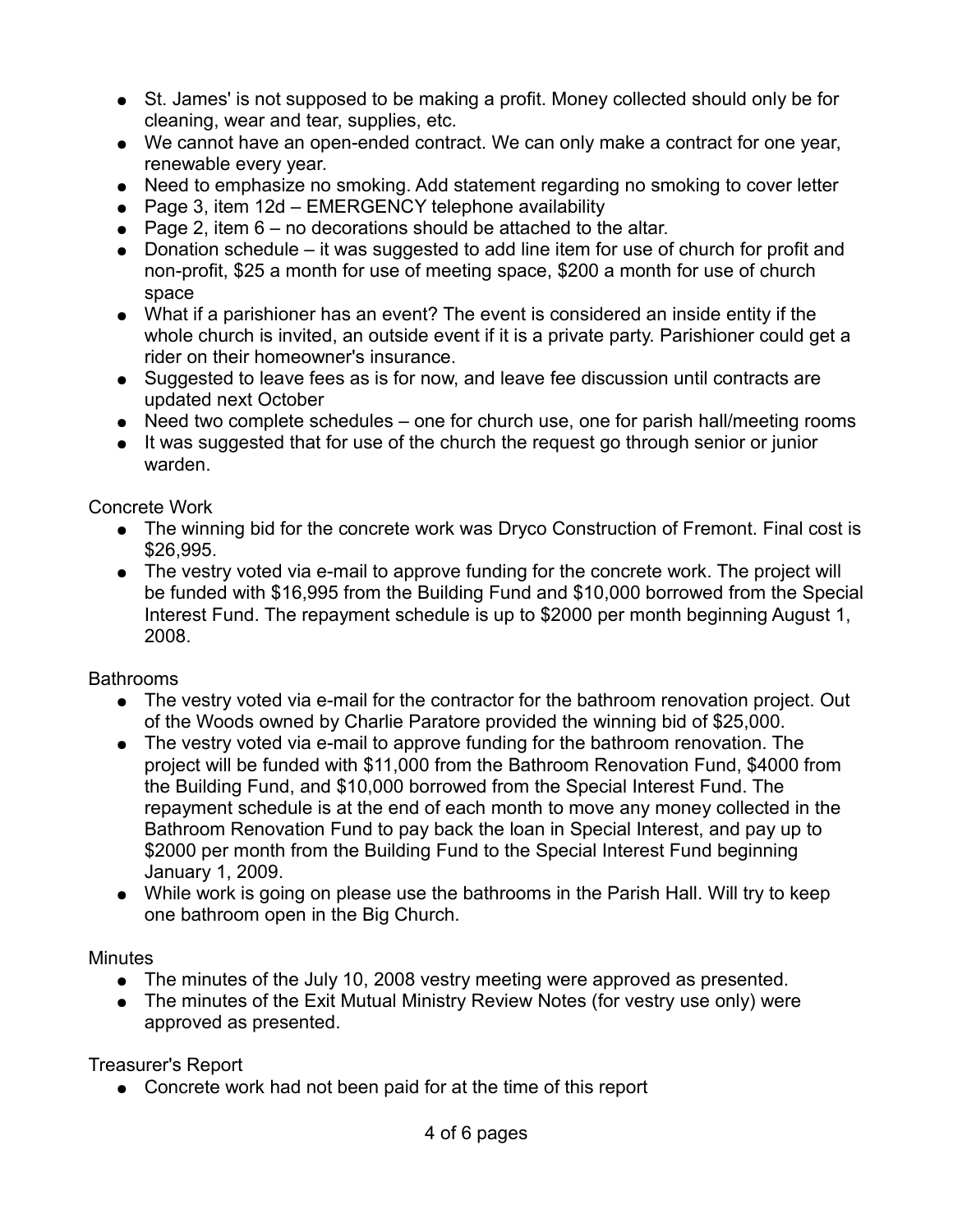- St. James' is not supposed to be making a profit. Money collected should only be for cleaning, wear and tear, supplies, etc.
- We cannot have an open-ended contract. We can only make a contract for one year, renewable every year.
- Need to emphasize no smoking. Add statement regarding no smoking to cover letter
- Page 3, item 12d – EMERGENCY telephone availability
- Page 2, item 6 – no decorations should be attached to the altar.
- Donation schedule – it was suggested to add line item for use of church for profit and non-profit, $25 a month for use of meeting space, $200 a month for use of church space
- What if a parishioner has an event? The event is considered an inside entity if the whole church is invited, an outside event if it is a private party. Parishioner could get a rider on their homeowner's insurance.
- Suggested to leave fees as is for now, and leave fee discussion until contracts are updated next October
- Need two complete schedules – one for church use, one for parish hall/meeting rooms
- It was suggested that for use of the church the request go through senior or junior warden.

Concrete Work

- The winning bid for the concrete work was Dryco Construction of Fremont. Final cost is $26,995.
- The vestry voted via e-mail to approve funding for the concrete work. The project will be funded with $16,995 from the Building Fund and $10,000 borrowed from the Special Interest Fund. The repayment schedule is up to $2000 per month beginning August 1, 2008.

Bathrooms

- The vestry voted via e-mail for the contractor for the bathroom renovation project. Out of the Woods owned by Charlie Paratore provided the winning bid of $25,000.
- The vestry voted via e-mail to approve funding for the bathroom renovation. The project will be funded with $11,000 from the Bathroom Renovation Fund, $4000 from the Building Fund, and $10,000 borrowed from the Special Interest Fund. The repayment schedule is at the end of each month to move any money collected in the Bathroom Renovation Fund to pay back the loan in Special Interest, and pay up to $2000 per month from the Building Fund to the Special Interest Fund beginning January 1, 2009.
- While work is going on please use the bathrooms in the Parish Hall. Will try to keep one bathroom open in the Big Church.

Minutes

- The minutes of the July 10, 2008 vestry meeting were approved as presented.
- The minutes of the Exit Mutual Ministry Review Notes (for vestry use only) were approved as presented.

Treasurer's Report

- Concrete work had not been paid for at the time of this report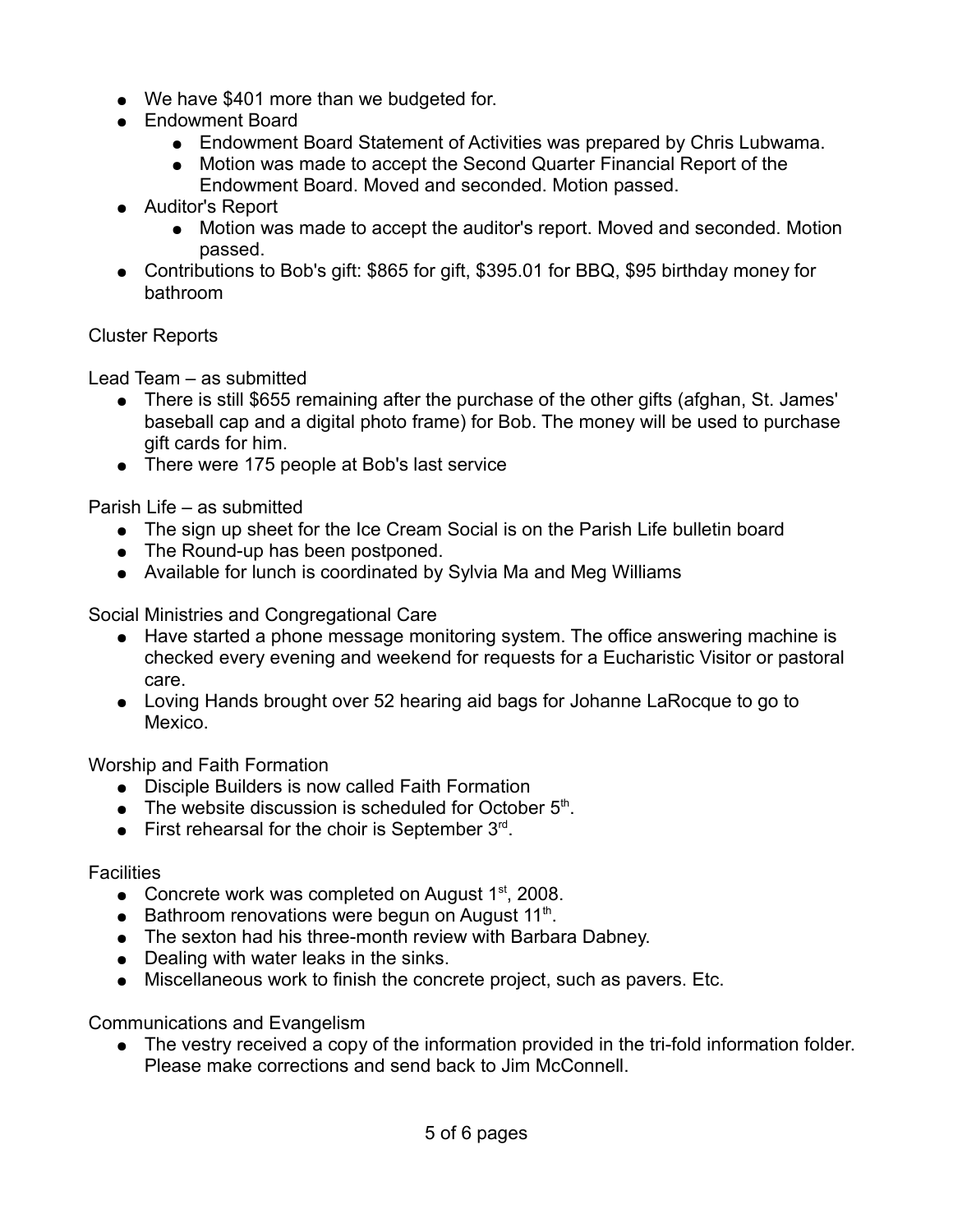- We have $401 more than we budgeted for.
- Endowment Board
  - Endowment Board Statement of Activities was prepared by Chris Lubwama.
  - Motion was made to accept the Second Quarter Financial Report of the Endowment Board. Moved and seconded. Motion passed.
- Auditor's Report
  - Motion was made to accept the auditor's report. Moved and seconded. Motion passed.
- Contributions to Bob's gift: $865 for gift, $395.01 for BBQ, $95 birthday money for bathroom

Cluster Reports

Lead Team – as submitted

- There is still $655 remaining after the purchase of the other gifts (afghan, St. James' baseball cap and a digital photo frame) for Bob. The money will be used to purchase gift cards for him.
- There were 175 people at Bob's last service

Parish Life – as submitted

- The sign up sheet for the Ice Cream Social is on the Parish Life bulletin board
- The Round-up has been postponed.
- Available for lunch is coordinated by Sylvia Ma and Meg Williams

Social Ministries and Congregational Care

- Have started a phone message monitoring system. The office answering machine is checked every evening and weekend for requests for a Eucharistic Visitor or pastoral care.
- Loving Hands brought over 52 hearing aid bags for Johanne LaRocque to go to Mexico.

Worship and Faith Formation

- Disciple Builders is now called Faith Formation
- The website discussion is scheduled for October 5th.
- First rehearsal for the choir is September 3rd.

Facilities

- Concrete work was completed on August 1st, 2008.
- Bathroom renovations were begun on August 11th.
- The sexton had his three-month review with Barbara Dabney.
- Dealing with water leaks in the sinks.
- Miscellaneous work to finish the concrete project, such as pavers. Etc.

Communications and Evangelism

- The vestry received a copy of the information provided in the tri-fold information folder. Please make corrections and send back to Jim McConnell.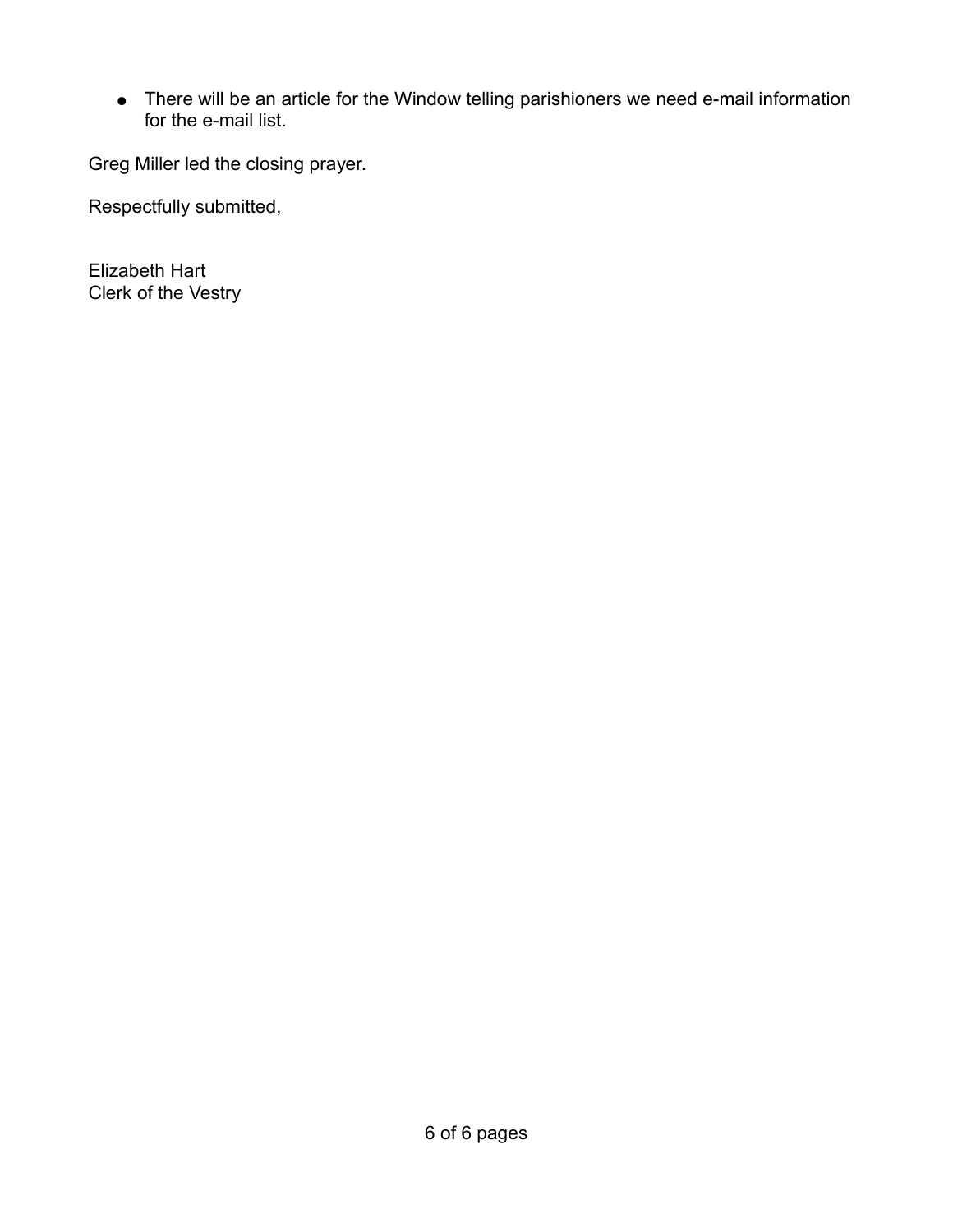- There will be an article for the Window telling parishioners we need e-mail information for the e-mail list.

Greg Miller led the closing prayer.

Respectfully submitted,

Elizabeth Hart
Clerk of the Vestry